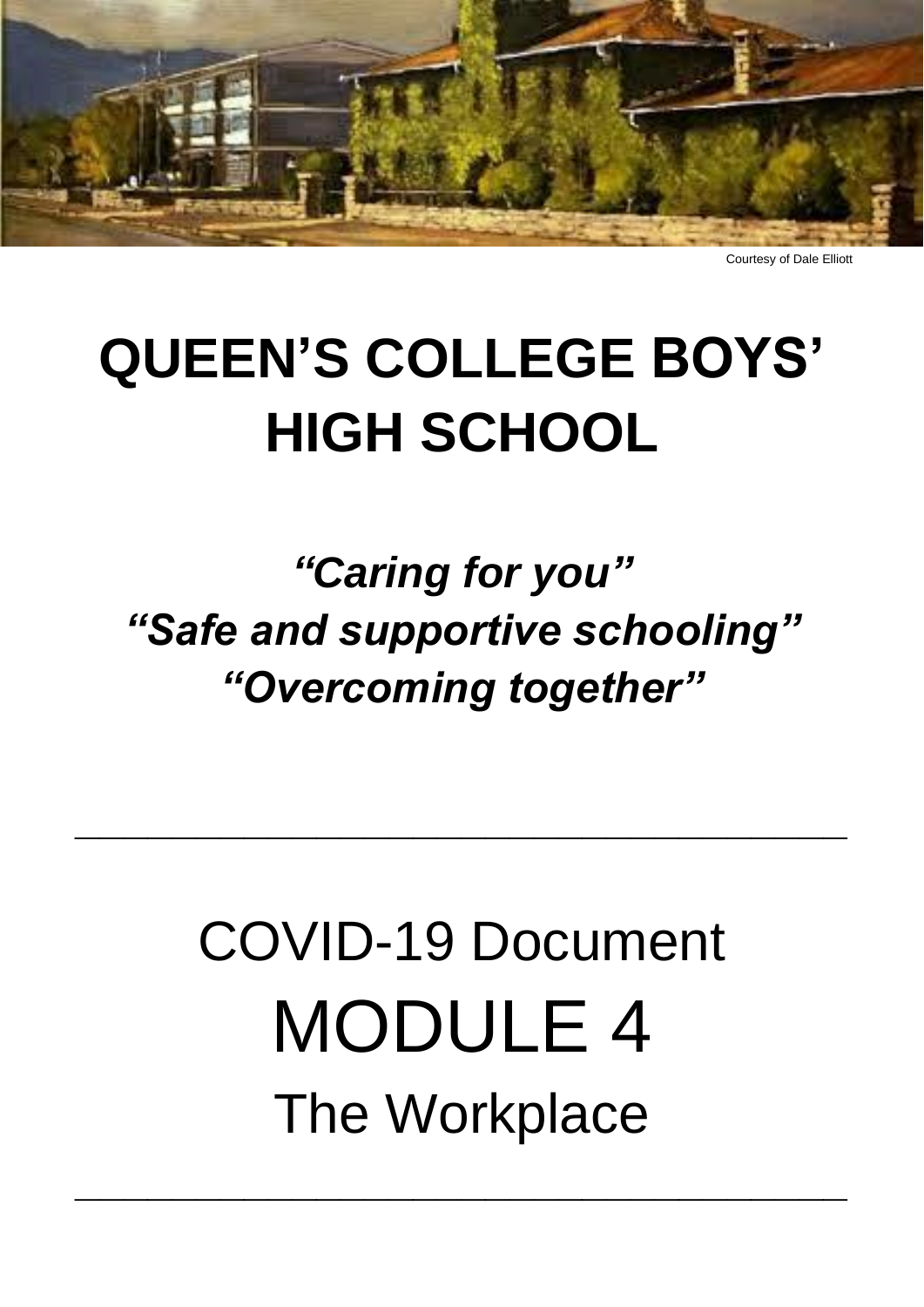Courtesy of Dale Elliott

# QUEEN'S COLLEGE BOYS' HIGH SCHOOL

***"Caring for you"***
***"Safe and supportive schooling"***
***"Overcoming together"***

---

## COVID-19 Document
# MODULE 4
## The Workplace

---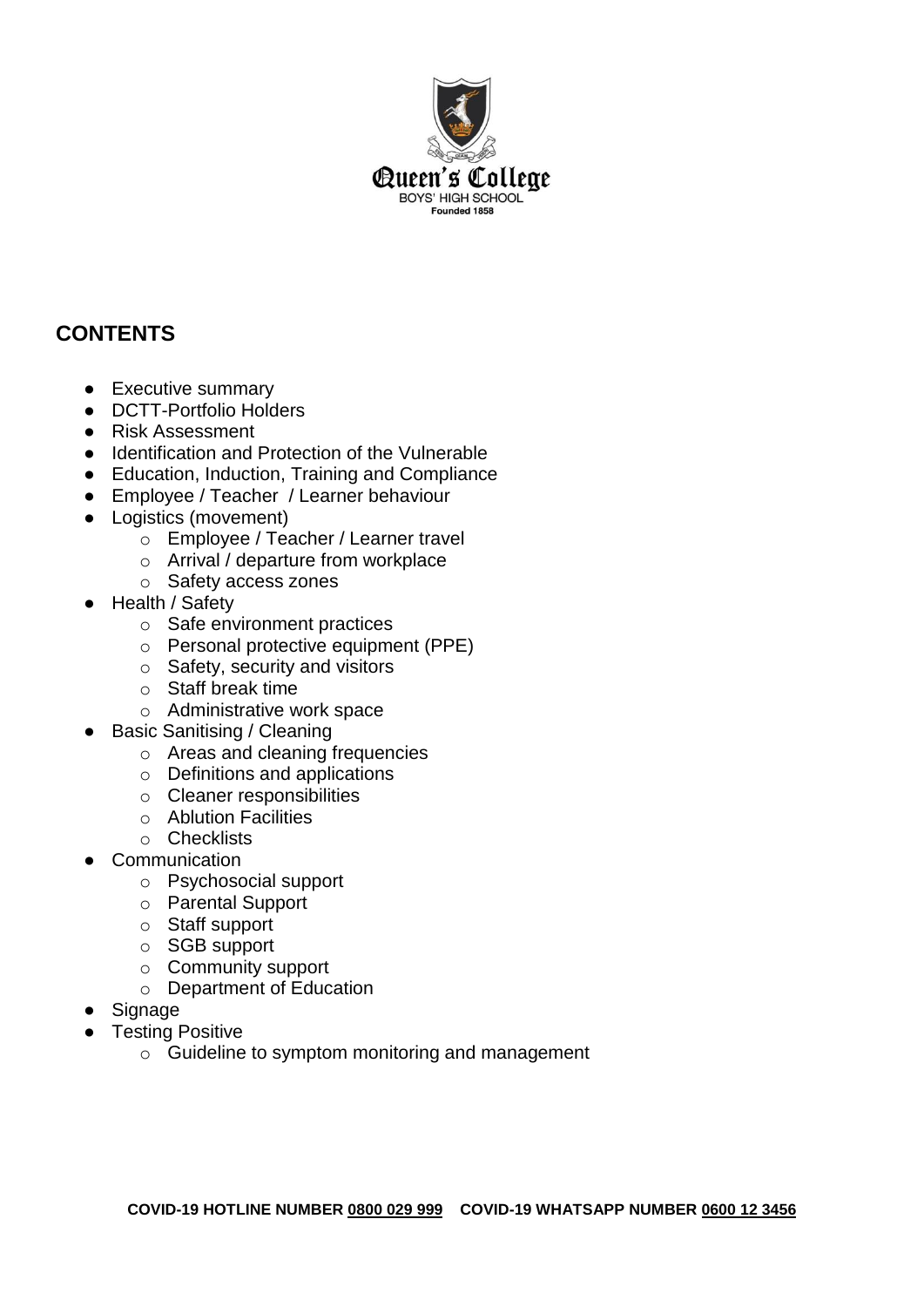Queen's College

BOYS' HIGH SCHOOL

Founded 1858

## CONTENTS

- Executive summary
- DCTT-Portfolio Holders
- Risk Assessment
- Identification and Protection of the Vulnerable
- Education, Induction, Training and Compliance
- Employee / Teacher / Learner behaviour
- Logistics (movement)
    - Employee / Teacher / Learner travel
    - Arrival / departure from workplace
    - Safety access zones
- Health / Safety
    - Safe environment practices
    - Personal protective equipment (PPE)
    - Safety, security and visitors
    - Staff break time
    - Administrative work space
- Basic Sanitising / Cleaning
    - Areas and cleaning frequencies
    - Definitions and applications
    - Cleaner responsibilities
    - Ablution Facilities
    - Checklists
- Communication
    - Psychosocial support
    - Parental Support
    - Staff support
    - SGB support
    - Community support
    - Department of Education
- Signage
- Testing Positive
    - Guideline to symptom monitoring and management

**COVID-19 HOTLINE NUMBER 0800 029 999 COVID-19 WHATSAPP NUMBER 0600 12 3456**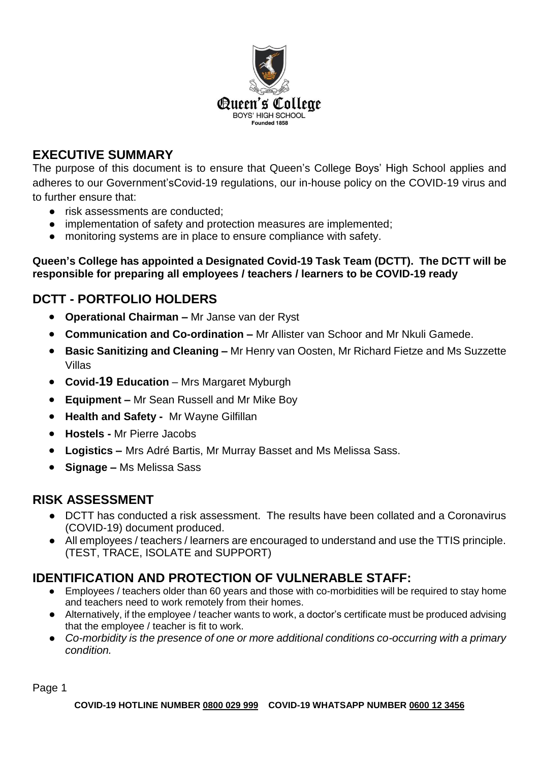Queen's College

BOYS' HIGH SCHOOL

Founded 1858

## EXECUTIVE SUMMARY

The purpose of this document is to ensure that Queen's College Boys' High School applies and adheres to our Government'sCovid-19 regulations, our in-house policy on the COVID-19 virus and to further ensure that:

- risk assessments are conducted;
- implementation of safety and protection measures are implemented;
- monitoring systems are in place to ensure compliance with safety.

**Queen's College has appointed a Designated Covid-19 Task Team (DCTT). The DCTT will be responsible for preparing all employees / teachers / learners to be COVID-19 ready**

## DCTT - PORTFOLIO HOLDERS

- **Operational Chairman –** Mr Janse van der Ryst
- **Communication and Co-ordination –** Mr Allister van Schoor and Mr Nkuli Gamede.
- **Basic Sanitizing and Cleaning –** Mr Henry van Oosten, Mr Richard Fietze and Ms Suzzette Villas
- **Covid-19 Education** – Mrs Margaret Myburgh
- **Equipment –** Mr Sean Russell and Mr Mike Boy
- **Health and Safety -** Mr Wayne Gilfillan
- **Hostels -** Mr Pierre Jacobs
- **Logistics –** Mrs Adré Bartis, Mr Murray Basset and Ms Melissa Sass.
- **Signage –** Ms Melissa Sass

## RISK ASSESSMENT

- DCTT has conducted a risk assessment. The results have been collated and a Coronavirus (COVID-19) document produced.
- All employees / teachers / learners are encouraged to understand and use the TTIS principle. (TEST, TRACE, ISOLATE and SUPPORT)

## IDENTIFICATION AND PROTECTION OF VULNERABLE STAFF:

- Employees / teachers older than 60 years and those with co-morbidities will be required to stay home and teachers need to work remotely from their homes.
- Alternatively, if the employee / teacher wants to work, a doctor's certificate must be produced advising that the employee / teacher is fit to work.
- *Co-morbidity is the presence of one or more additional conditions co-occurring with a primary condition.*

**COVID-19 HOTLINE NUMBER 0800 029 999 COVID-19 WHATSAPP NUMBER 0600 12 3456**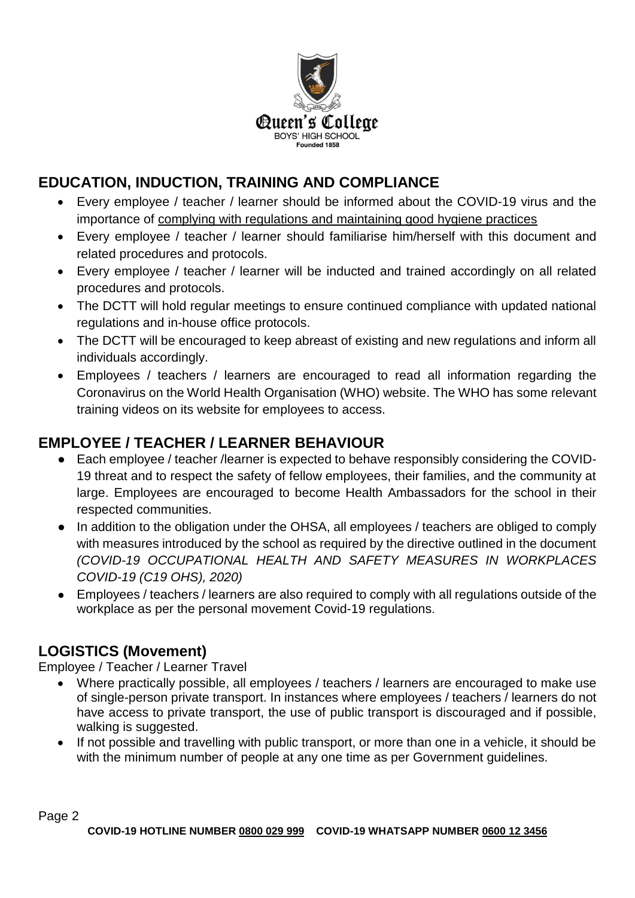## EDUCATION, INDUCTION, TRAINING AND COMPLIANCE

- Every employee / teacher / learner should be informed about the COVID-19 virus and the importance of complying with regulations and maintaining good hygiene practices
- Every employee / teacher / learner should familiarise him/herself with this document and related procedures and protocols.
- Every employee / teacher / learner will be inducted and trained accordingly on all related procedures and protocols.
- The DCTT will hold regular meetings to ensure continued compliance with updated national regulations and in-house office protocols.
- The DCTT will be encouraged to keep abreast of existing and new regulations and inform all individuals accordingly.
- Employees / teachers / learners are encouraged to read all information regarding the Coronavirus on the World Health Organisation (WHO) website. The WHO has some relevant training videos on its website for employees to access.

## EMPLOYEE / TEACHER / LEARNER BEHAVIOUR

- Each employee / teacher /learner is expected to behave responsibly considering the COVID-19 threat and to respect the safety of fellow employees, their families, and the community at large. Employees are encouraged to become Health Ambassadors for the school in their respected communities.
- In addition to the obligation under the OHSA, all employees / teachers are obliged to comply with measures introduced by the school as required by the directive outlined in the document *(COVID-19 OCCUPATIONAL HEALTH AND SAFETY MEASURES IN WORKPLACES COVID-19 (C19 OHS), 2020)*
- Employees / teachers / learners are also required to comply with all regulations outside of the workplace as per the personal movement Covid-19 regulations.

## LOGISTICS (Movement)

Employee / Teacher / Learner Travel

- Where practically possible, all employees / teachers / learners are encouraged to make use of single-person private transport. In instances where employees / teachers / learners do not have access to private transport, the use of public transport is discouraged and if possible, walking is suggested.
- If not possible and travelling with public transport, or more than one in a vehicle, it should be with the minimum number of people at any one time as per Government guidelines.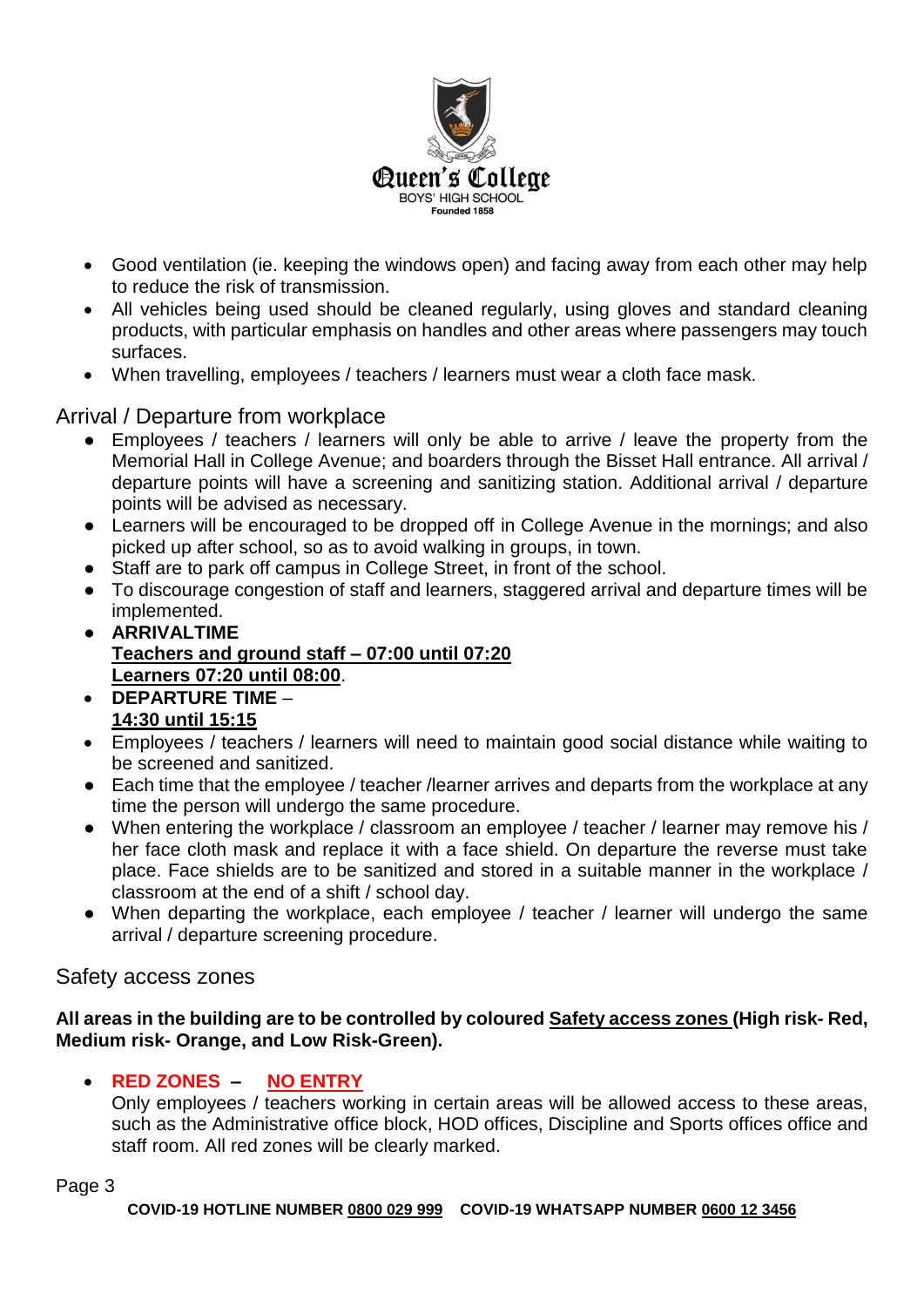- Good ventilation (ie. keeping the windows open) and facing away from each other may help to reduce the risk of transmission.
- All vehicles being used should be cleaned regularly, using gloves and standard cleaning products, with particular emphasis on handles and other areas where passengers may touch surfaces.
- When travelling, employees / teachers / learners must wear a cloth face mask.

## Arrival / Departure from workplace

- Employees / teachers / learners will only be able to arrive / leave the property from the Memorial Hall in College Avenue; and boarders through the Bisset Hall entrance. All arrival / departure points will have a screening and sanitizing station. Additional arrival / departure points will be advised as necessary.
- Learners will be encouraged to be dropped off in College Avenue in the mornings; and also picked up after school, so as to avoid walking in groups, in town.
- Staff are to park off campus in College Street, in front of the school.
- To discourage congestion of staff and learners, staggered arrival and departure times will be implemented.
- **ARRIVALTIME**
  **Teachers and ground staff – 07:00 until 07:20**
  **Learners 07:20 until 08:00**.
- **DEPARTURE TIME** –
  **14:30 until 15:15**
- Employees / teachers / learners will need to maintain good social distance while waiting to be screened and sanitized.
- Each time that the employee / teacher /learner arrives and departs from the workplace at any time the person will undergo the same procedure.
- When entering the workplace / classroom an employee / teacher / learner may remove his / her face cloth mask and replace it with a face shield. On departure the reverse must take place. Face shields are to be sanitized and stored in a suitable manner in the workplace / classroom at the end of a shift / school day.
- When departing the workplace, each employee / teacher / learner will undergo the same arrival / departure screening procedure.

## Safety access zones

**All areas in the building are to be controlled by coloured Safety access zones (High risk- Red, Medium risk- Orange, and Low Risk-Green).**

- **RED ZONES – NO ENTRY**
  Only employees / teachers working in certain areas will be allowed access to these areas, such as the Administrative office block, HOD offices, Discipline and Sports offices office and staff room. All red zones will be clearly marked.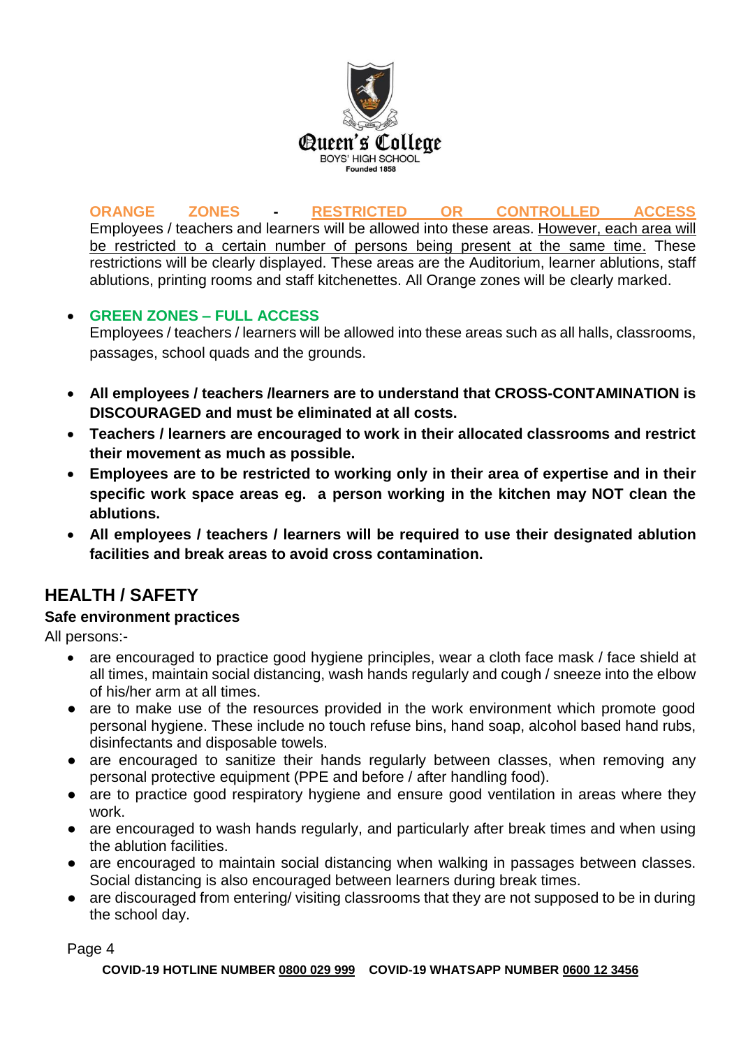**ORANGE ZONES - RESTRICTED OR CONTROLLED ACCESS**
Employees / teachers and learners will be allowed into these areas. However, each area will be restricted to a certain number of persons being present at the same time. These restrictions will be clearly displayed. These areas are the Auditorium, learner ablutions, staff ablutions, printing rooms and staff kitchenettes. All Orange zones will be clearly marked.

- **GREEN ZONES – FULL ACCESS**
  Employees / teachers / learners will be allowed into these areas such as all halls, classrooms, passages, school quads and the grounds.

- **All employees / teachers /learners are to understand that CROSS-CONTAMINATION is DISCOURAGED and must be eliminated at all costs.**
- **Teachers / learners are encouraged to work in their allocated classrooms and restrict their movement as much as possible.**
- **Employees are to be restricted to working only in their area of expertise and in their specific work space areas eg. a person working in the kitchen may NOT clean the ablutions.**
- **All employees / teachers / learners will be required to use their designated ablution facilities and break areas to avoid cross contamination.**

## HEALTH / SAFETY

### Safe environment practices

All persons:-

- are encouraged to practice good hygiene principles, wear a cloth face mask / face shield at all times, maintain social distancing, wash hands regularly and cough / sneeze into the elbow of his/her arm at all times.
- are to make use of the resources provided in the work environment which promote good personal hygiene. These include no touch refuse bins, hand soap, alcohol based hand rubs, disinfectants and disposable towels.
- are encouraged to sanitize their hands regularly between classes, when removing any personal protective equipment (PPE and before / after handling food).
- are to practice good respiratory hygiene and ensure good ventilation in areas where they work.
- are encouraged to wash hands regularly, and particularly after break times and when using the ablution facilities.
- are encouraged to maintain social distancing when walking in passages between classes. Social distancing is also encouraged between learners during break times.
- are discouraged from entering/ visiting classrooms that they are not supposed to be in during the school day.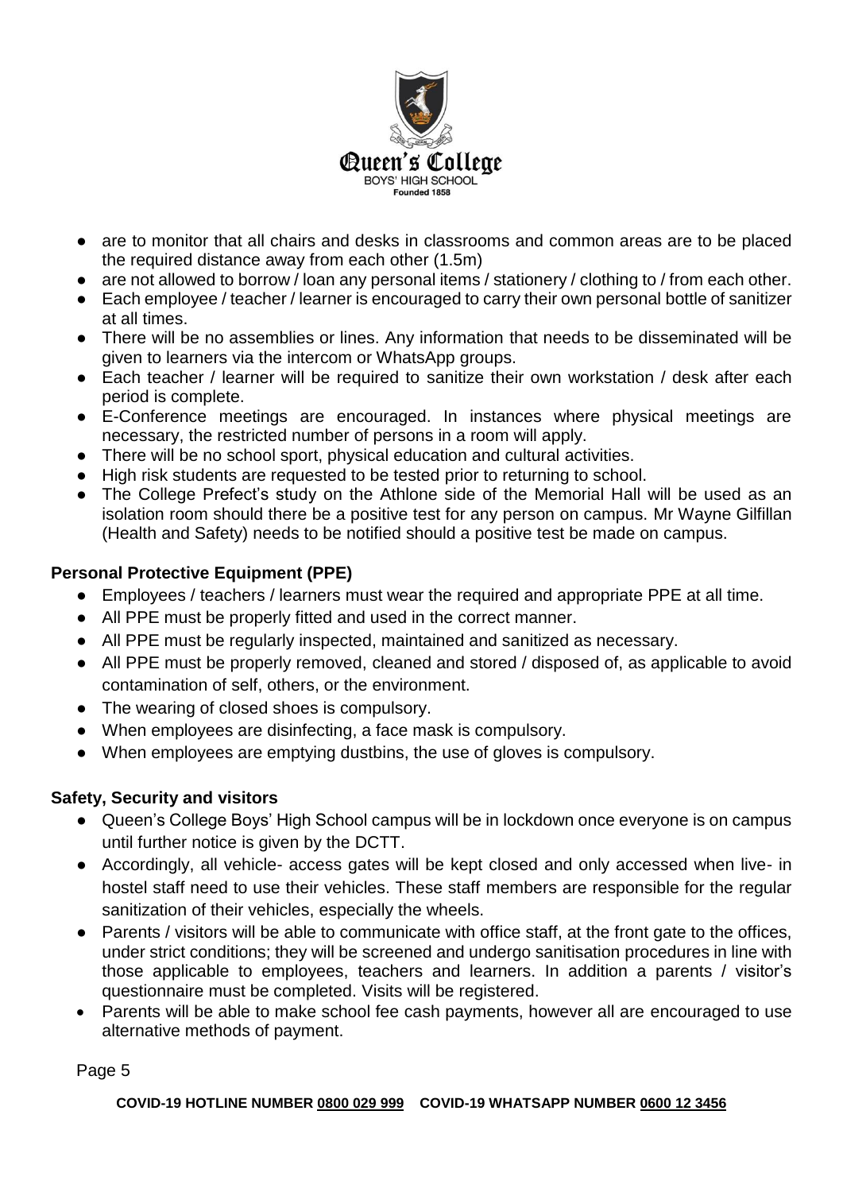- are to monitor that all chairs and desks in classrooms and common areas are to be placed the required distance away from each other (1.5m)
- are not allowed to borrow / loan any personal items / stationery / clothing to / from each other.
- Each employee / teacher / learner is encouraged to carry their own personal bottle of sanitizer at all times.
- There will be no assemblies or lines. Any information that needs to be disseminated will be given to learners via the intercom or WhatsApp groups.
- Each teacher / learner will be required to sanitize their own workstation / desk after each period is complete.
- E-Conference meetings are encouraged. In instances where physical meetings are necessary, the restricted number of persons in a room will apply.
- There will be no school sport, physical education and cultural activities.
- High risk students are requested to be tested prior to returning to school.
- The College Prefect's study on the Athlone side of the Memorial Hall will be used as an isolation room should there be a positive test for any person on campus. Mr Wayne Gilfillan (Health and Safety) needs to be notified should a positive test be made on campus.

**Personal Protective Equipment (PPE)**

- Employees / teachers / learners must wear the required and appropriate PPE at all time.
- All PPE must be properly fitted and used in the correct manner.
- All PPE must be regularly inspected, maintained and sanitized as necessary.
- All PPE must be properly removed, cleaned and stored / disposed of, as applicable to avoid contamination of self, others, or the environment.
- The wearing of closed shoes is compulsory.
- When employees are disinfecting, a face mask is compulsory.
- When employees are emptying dustbins, the use of gloves is compulsory.

**Safety, Security and visitors**

- Queen's College Boys' High School campus will be in lockdown once everyone is on campus until further notice is given by the DCTT.
- Accordingly, all vehicle- access gates will be kept closed and only accessed when live- in hostel staff need to use their vehicles. These staff members are responsible for the regular sanitization of their vehicles, especially the wheels.
- Parents / visitors will be able to communicate with office staff, at the front gate to the offices, under strict conditions; they will be screened and undergo sanitisation procedures in line with those applicable to employees, teachers and learners. In addition a parents / visitor's questionnaire must be completed. Visits will be registered.
- Parents will be able to make school fee cash payments, however all are encouraged to use alternative methods of payment.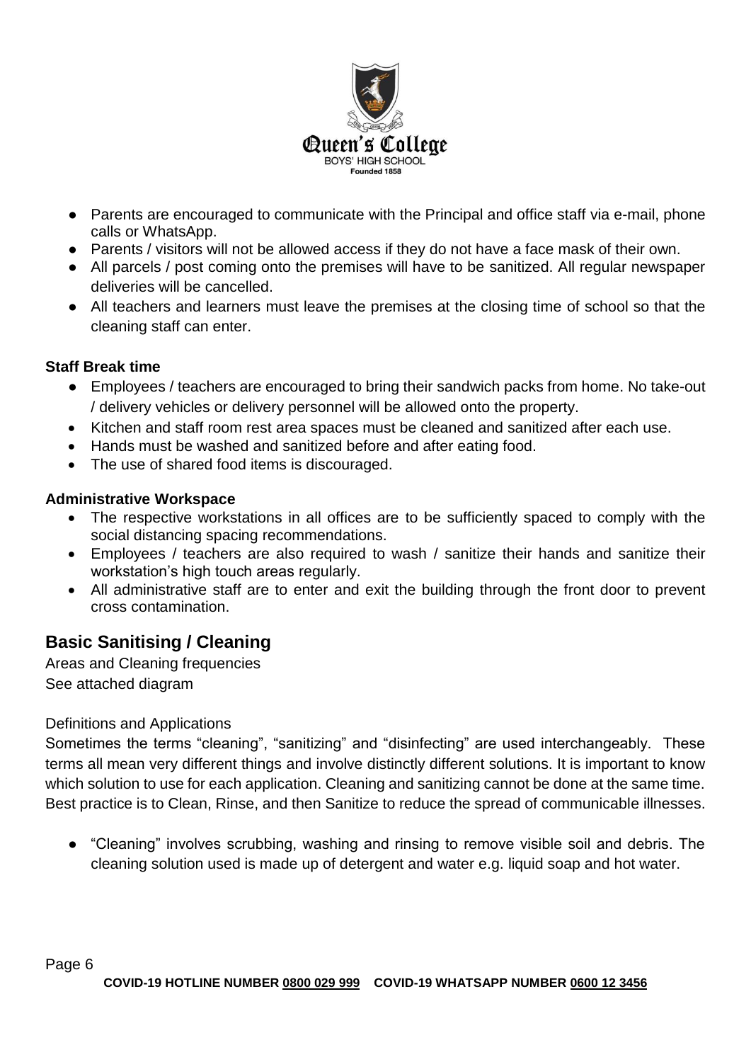- Parents are encouraged to communicate with the Principal and office staff via e-mail, phone calls or WhatsApp.
- Parents / visitors will not be allowed access if they do not have a face mask of their own.
- All parcels / post coming onto the premises will have to be sanitized. All regular newspaper deliveries will be cancelled.
- All teachers and learners must leave the premises at the closing time of school so that the cleaning staff can enter.

**Staff Break time**

- Employees / teachers are encouraged to bring their sandwich packs from home. No take-out / delivery vehicles or delivery personnel will be allowed onto the property.
- Kitchen and staff room rest area spaces must be cleaned and sanitized after each use.
- Hands must be washed and sanitized before and after eating food.
- The use of shared food items is discouraged.

**Administrative Workspace**

- The respective workstations in all offices are to be sufficiently spaced to comply with the social distancing spacing recommendations.
- Employees / teachers are also required to wash / sanitize their hands and sanitize their workstation's high touch areas regularly.
- All administrative staff are to enter and exit the building through the front door to prevent cross contamination.

## Basic Sanitising / Cleaning

Areas and Cleaning frequencies
See attached diagram

Definitions and Applications

Sometimes the terms "cleaning", "sanitizing" and "disinfecting" are used interchangeably. These terms all mean very different things and involve distinctly different solutions. It is important to know which solution to use for each application. Cleaning and sanitizing cannot be done at the same time. Best practice is to Clean, Rinse, and then Sanitize to reduce the spread of communicable illnesses.

- "Cleaning" involves scrubbing, washing and rinsing to remove visible soil and debris. The cleaning solution used is made up of detergent and water e.g. liquid soap and hot water.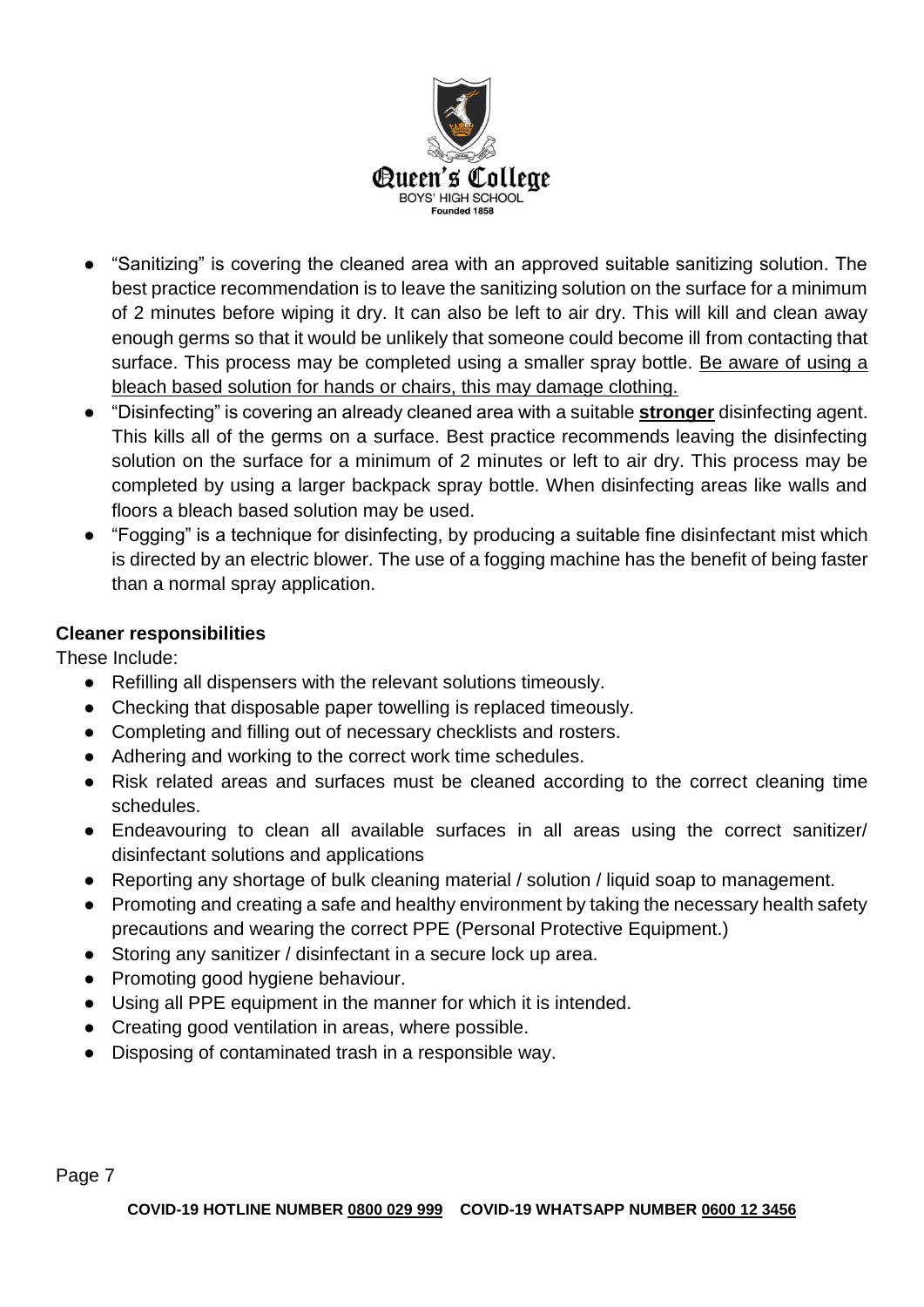- "Sanitizing" is covering the cleaned area with an approved suitable sanitizing solution. The best practice recommendation is to leave the sanitizing solution on the surface for a minimum of 2 minutes before wiping it dry. It can also be left to air dry. This will kill and clean away enough germs so that it would be unlikely that someone could become ill from contacting that surface. This process may be completed using a smaller spray bottle. <u>Be aware of using a bleach based solution for hands or chairs, this may damage clothing.</u>
- "Disinfecting" is covering an already cleaned area with a suitable **<u>stronger</u>** disinfecting agent. This kills all of the germs on a surface. Best practice recommends leaving the disinfecting solution on the surface for a minimum of 2 minutes or left to air dry. This process may be completed by using a larger backpack spray bottle. When disinfecting areas like walls and floors a bleach based solution may be used.
- "Fogging" is a technique for disinfecting, by producing a suitable fine disinfectant mist which is directed by an electric blower. The use of a fogging machine has the benefit of being faster than a normal spray application.

**Cleaner responsibilities**

These Include:

- Refilling all dispensers with the relevant solutions timeously.
- Checking that disposable paper towelling is replaced timeously.
- Completing and filling out of necessary checklists and rosters.
- Adhering and working to the correct work time schedules.
- Risk related areas and surfaces must be cleaned according to the correct cleaning time schedules.
- Endeavouring to clean all available surfaces in all areas using the correct sanitizer/ disinfectant solutions and applications
- Reporting any shortage of bulk cleaning material / solution / liquid soap to management.
- Promoting and creating a safe and healthy environment by taking the necessary health safety precautions and wearing the correct PPE (Personal Protective Equipment.)
- Storing any sanitizer / disinfectant in a secure lock up area.
- Promoting good hygiene behaviour.
- Using all PPE equipment in the manner for which it is intended.
- Creating good ventilation in areas, where possible.
- Disposing of contaminated trash in a responsible way.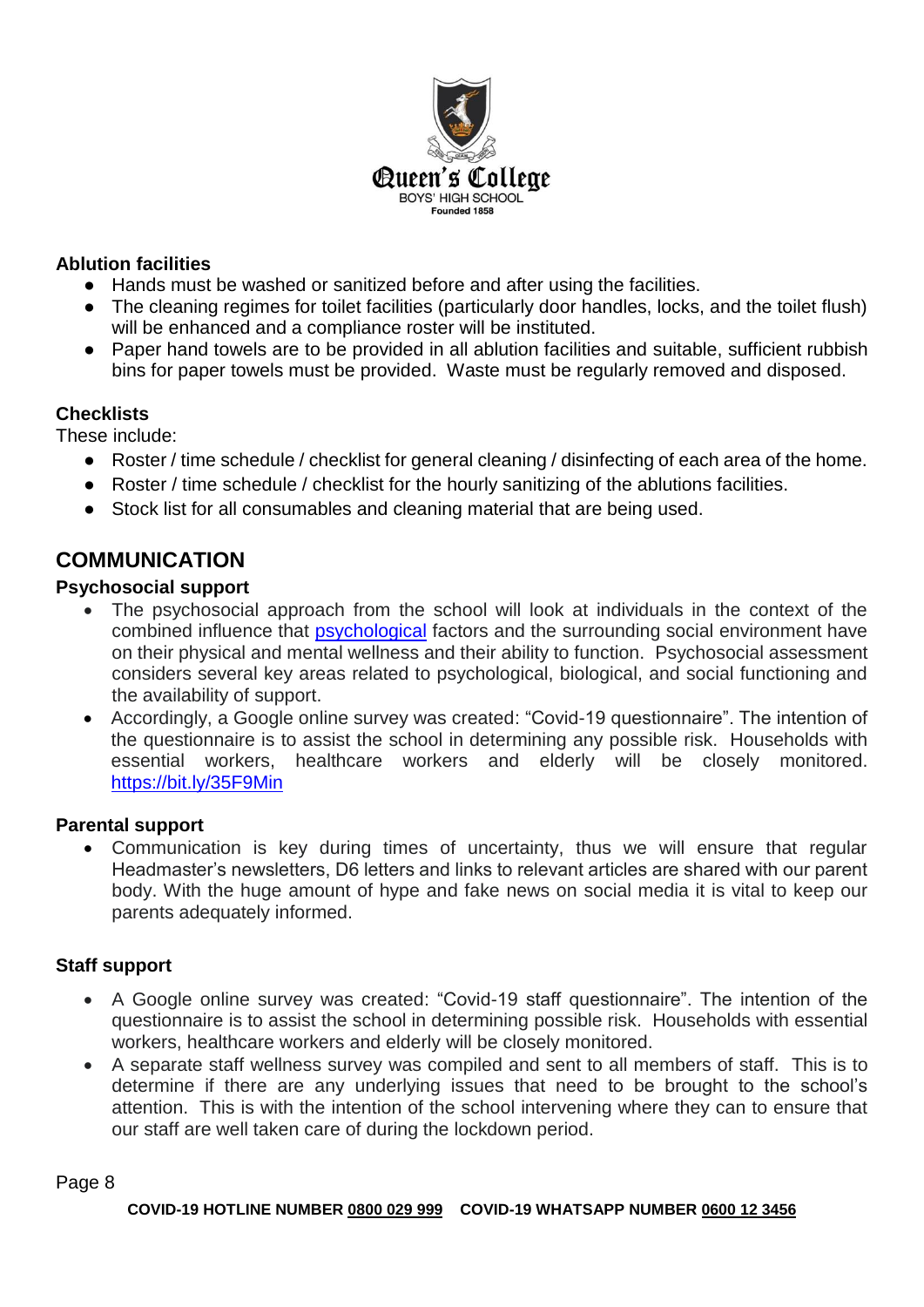### Ablution facilities

- Hands must be washed or sanitized before and after using the facilities.
- The cleaning regimes for toilet facilities (particularly door handles, locks, and the toilet flush) will be enhanced and a compliance roster will be instituted.
- Paper hand towels are to be provided in all ablution facilities and suitable, sufficient rubbish bins for paper towels must be provided. Waste must be regularly removed and disposed.

### Checklists

These include:

- Roster / time schedule / checklist for general cleaning / disinfecting of each area of the home.
- Roster / time schedule / checklist for the hourly sanitizing of the ablutions facilities.
- Stock list for all consumables and cleaning material that are being used.

## COMMUNICATION

### Psychosocial support

- The psychosocial approach from the school will look at individuals in the context of the combined influence that psychological factors and the surrounding social environment have on their physical and mental wellness and their ability to function. Psychosocial assessment considers several key areas related to psychological, biological, and social functioning and the availability of support.
- Accordingly, a Google online survey was created: "Covid-19 questionnaire". The intention of the questionnaire is to assist the school in determining any possible risk. Households with essential workers, healthcare workers and elderly will be closely monitored. https://bit.ly/35F9Min

### Parental support

- Communication is key during times of uncertainty, thus we will ensure that regular Headmaster's newsletters, D6 letters and links to relevant articles are shared with our parent body. With the huge amount of hype and fake news on social media it is vital to keep our parents adequately informed.

### Staff support

- A Google online survey was created: "Covid-19 staff questionnaire". The intention of the questionnaire is to assist the school in determining possible risk. Households with essential workers, healthcare workers and elderly will be closely monitored.
- A separate staff wellness survey was compiled and sent to all members of staff. This is to determine if there are any underlying issues that need to be brought to the school's attention. This is with the intention of the school intervening where they can to ensure that our staff are well taken care of during the lockdown period.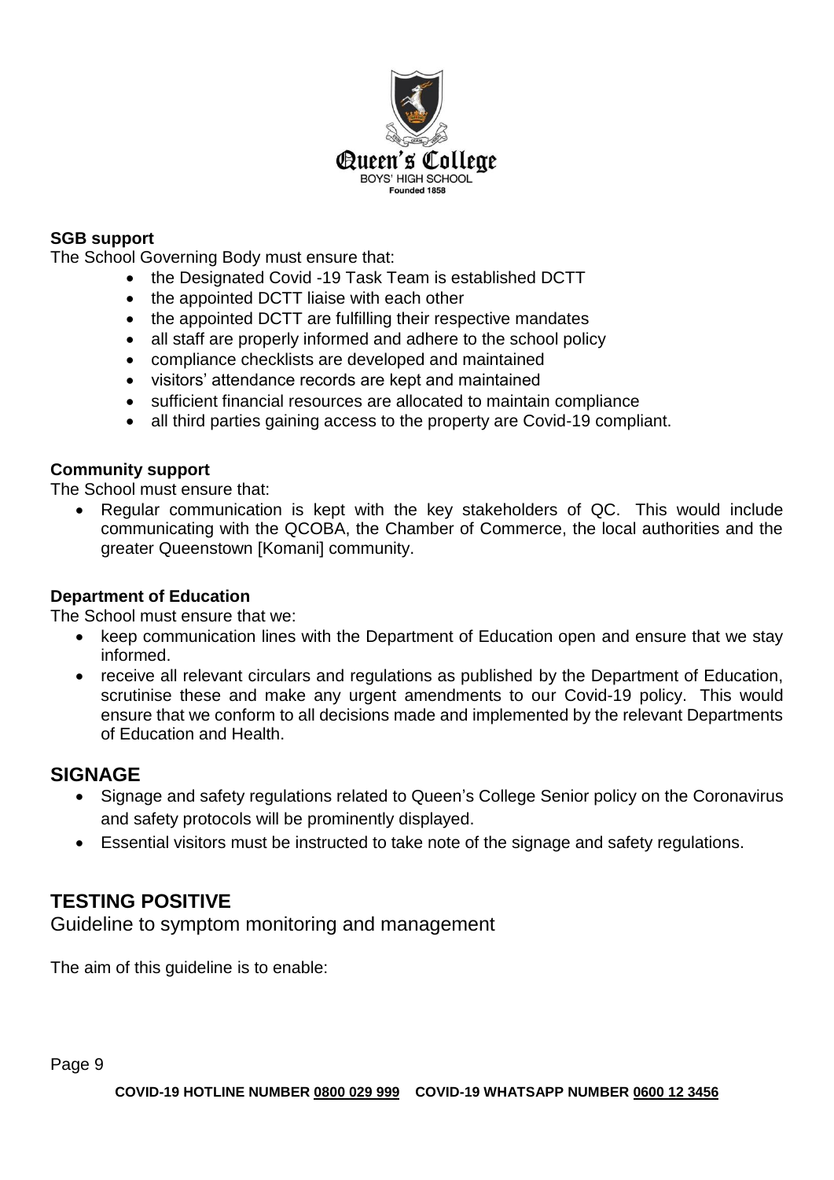**SGB support**

The School Governing Body must ensure that:

- the Designated Covid -19 Task Team is established DCTT
- the appointed DCTT liaise with each other
- the appointed DCTT are fulfilling their respective mandates
- all staff are properly informed and adhere to the school policy
- compliance checklists are developed and maintained
- visitors' attendance records are kept and maintained
- sufficient financial resources are allocated to maintain compliance
- all third parties gaining access to the property are Covid-19 compliant.

**Community support**

The School must ensure that:

- Regular communication is kept with the key stakeholders of QC. This would include communicating with the QCOBA, the Chamber of Commerce, the local authorities and the greater Queenstown [Komani] community.

**Department of Education**

The School must ensure that we:

- keep communication lines with the Department of Education open and ensure that we stay informed.
- receive all relevant circulars and regulations as published by the Department of Education, scrutinise these and make any urgent amendments to our Covid-19 policy. This would ensure that we conform to all decisions made and implemented by the relevant Departments of Education and Health.

## SIGNAGE

- Signage and safety regulations related to Queen's College Senior policy on the Coronavirus and safety protocols will be prominently displayed.
- Essential visitors must be instructed to take note of the signage and safety regulations.

## TESTING POSITIVE

Guideline to symptom monitoring and management

The aim of this guideline is to enable: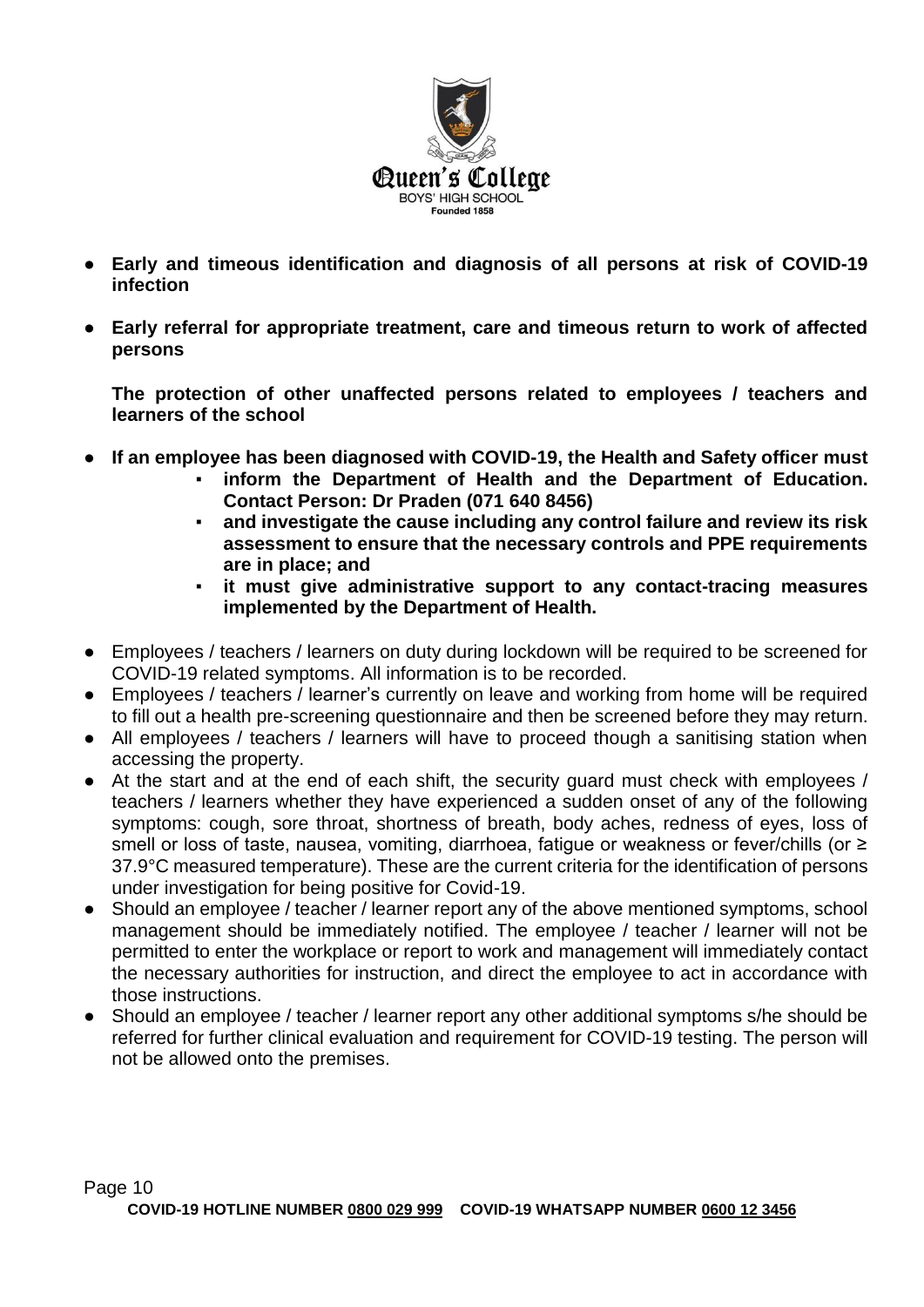- **Early and timeous identification and diagnosis of all persons at risk of COVID-19 infection**
- **Early referral for appropriate treatment, care and timeous return to work of affected persons**

  **The protection of other unaffected persons related to employees / teachers and learners of the school**

- **If an employee has been diagnosed with COVID-19, the Health and Safety officer must**
  - **inform the Department of Health and the Department of Education. Contact Person: Dr Praden (071 640 8456)**
  - **and investigate the cause including any control failure and review its risk assessment to ensure that the necessary controls and PPE requirements are in place; and**
  - **it must give administrative support to any contact-tracing measures implemented by the Department of Health.**

- Employees / teachers / learners on duty during lockdown will be required to be screened for COVID-19 related symptoms. All information is to be recorded.
- Employees / teachers / learner's currently on leave and working from home will be required to fill out a health pre-screening questionnaire and then be screened before they may return.
- All employees / teachers / learners will have to proceed though a sanitising station when accessing the property.
- At the start and at the end of each shift, the security guard must check with employees / teachers / learners whether they have experienced a sudden onset of any of the following symptoms: cough, sore throat, shortness of breath, body aches, redness of eyes, loss of smell or loss of taste, nausea, vomiting, diarrhoea, fatigue or weakness or fever/chills (or ≥ 37.9°C measured temperature). These are the current criteria for the identification of persons under investigation for being positive for Covid-19.
- Should an employee / teacher / learner report any of the above mentioned symptoms, school management should be immediately notified. The employee / teacher / learner will not be permitted to enter the workplace or report to work and management will immediately contact the necessary authorities for instruction, and direct the employee to act in accordance with those instructions.
- Should an employee / teacher / learner report any other additional symptoms s/he should be referred for further clinical evaluation and requirement for COVID-19 testing. The person will not be allowed onto the premises.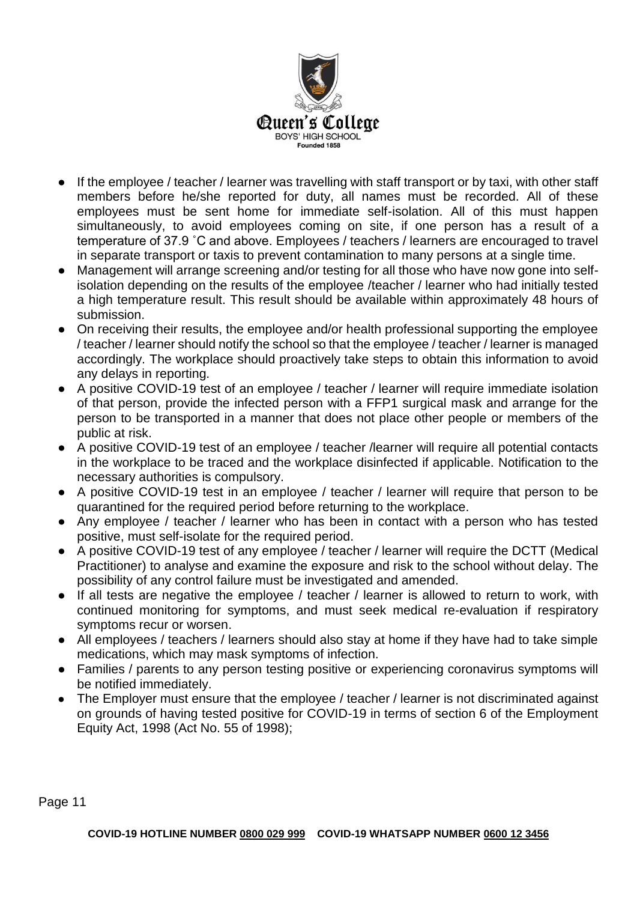- If the employee / teacher / learner was travelling with staff transport or by taxi, with other staff members before he/she reported for duty, all names must be recorded. All of these employees must be sent home for immediate self-isolation. All of this must happen simultaneously, to avoid employees coming on site, if one person has a result of a temperature of 37.9 ˚C and above. Employees / teachers / learners are encouraged to travel in separate transport or taxis to prevent contamination to many persons at a single time.
- Management will arrange screening and/or testing for all those who have now gone into self-isolation depending on the results of the employee /teacher / learner who had initially tested a high temperature result. This result should be available within approximately 48 hours of submission.
- On receiving their results, the employee and/or health professional supporting the employee / teacher / learner should notify the school so that the employee / teacher / learner is managed accordingly. The workplace should proactively take steps to obtain this information to avoid any delays in reporting.
- A positive COVID-19 test of an employee / teacher / learner will require immediate isolation of that person, provide the infected person with a FFP1 surgical mask and arrange for the person to be transported in a manner that does not place other people or members of the public at risk.
- A positive COVID-19 test of an employee / teacher /learner will require all potential contacts in the workplace to be traced and the workplace disinfected if applicable. Notification to the necessary authorities is compulsory.
- A positive COVID-19 test in an employee / teacher / learner will require that person to be quarantined for the required period before returning to the workplace.
- Any employee / teacher / learner who has been in contact with a person who has tested positive, must self-isolate for the required period.
- A positive COVID-19 test of any employee / teacher / learner will require the DCTT (Medical Practitioner) to analyse and examine the exposure and risk to the school without delay. The possibility of any control failure must be investigated and amended.
- If all tests are negative the employee / teacher / learner is allowed to return to work, with continued monitoring for symptoms, and must seek medical re-evaluation if respiratory symptoms recur or worsen.
- All employees / teachers / learners should also stay at home if they have had to take simple medications, which may mask symptoms of infection.
- Families / parents to any person testing positive or experiencing coronavirus symptoms will be notified immediately.
- The Employer must ensure that the employee / teacher / learner is not discriminated against on grounds of having tested positive for COVID-19 in terms of section 6 of the Employment Equity Act, 1998 (Act No. 55 of 1998);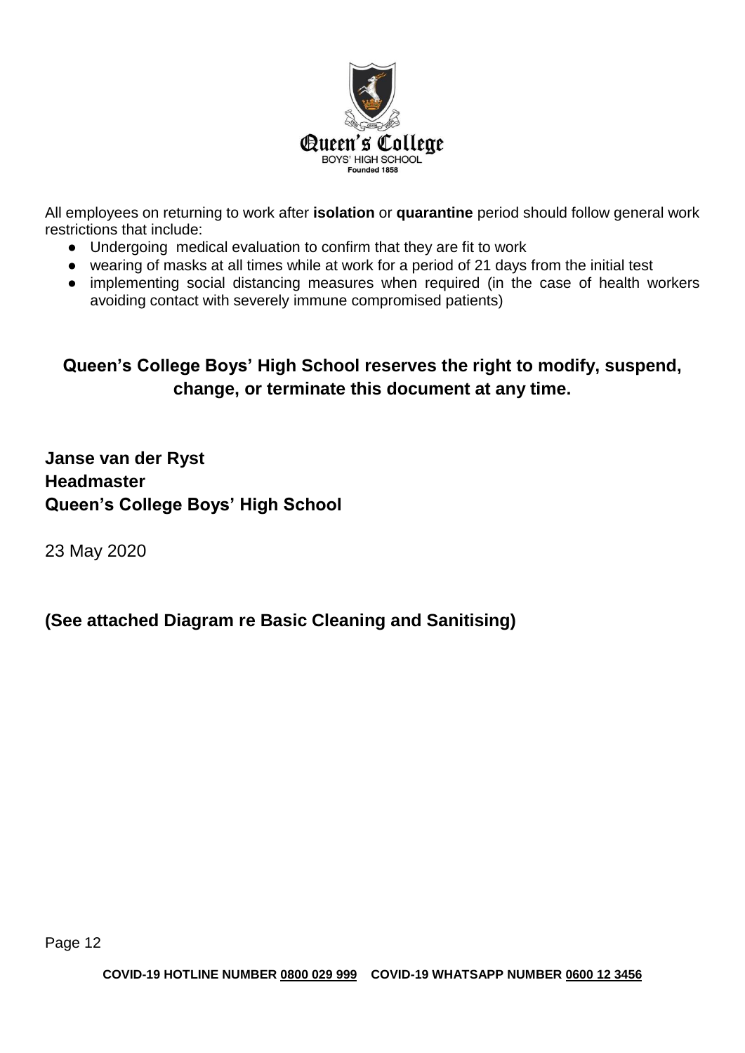All employees on returning to work after **isolation** or **quarantine** period should follow general work restrictions that include:

- Undergoing medical evaluation to confirm that they are fit to work
- wearing of masks at all times while at work for a period of 21 days from the initial test
- implementing social distancing measures when required (in the case of health workers avoiding contact with severely immune compromised patients)

**Queen's College Boys' High School reserves the right to modify, suspend, change, or terminate this document at any time.**

**Janse van der Ryst**
**Headmaster**
**Queen's College Boys' High School**

23 May 2020

**(See attached Diagram re Basic Cleaning and Sanitising)**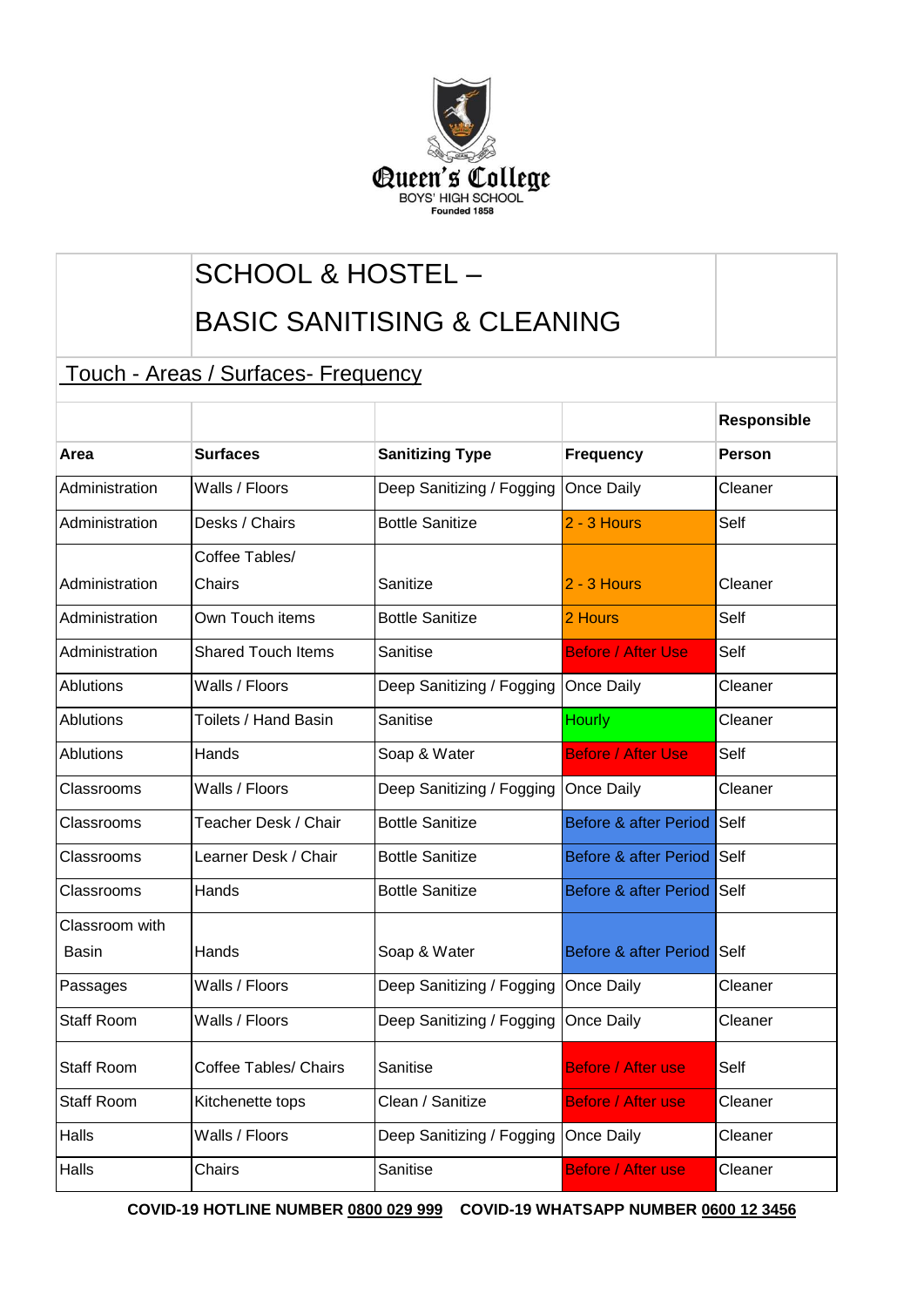Queen's College
BOYS' HIGH SCHOOL
Founded 1858

# SCHOOL & HOSTEL – BASIC SANITISING & CLEANING

## Touch - Areas / Surfaces- Frequency

| Area | Surfaces | Sanitizing Type | Frequency | Responsible Person |
|---|---|---|---|---|
| Administration | Walls / Floors | Deep Sanitizing / Fogging | Once Daily | Cleaner |
| Administration | Desks / Chairs | Bottle Sanitize | 2 - 3 Hours | Self |
| Administration | Coffee Tables/ Chairs | Sanitize | 2 - 3 Hours | Cleaner |
| Administration | Own Touch items | Bottle Sanitize | 2 Hours | Self |
| Administration | Shared Touch Items | Sanitise | Before / After Use | Self |
| Ablutions | Walls / Floors | Deep Sanitizing / Fogging | Once Daily | Cleaner |
| Ablutions | Toilets / Hand Basin | Sanitise | Hourly | Cleaner |
| Ablutions | Hands | Soap & Water | Before / After Use | Self |
| Classrooms | Walls / Floors | Deep Sanitizing / Fogging | Once Daily | Cleaner |
| Classrooms | Teacher Desk / Chair | Bottle Sanitize | Before & after Period | Self |
| Classrooms | Learner Desk / Chair | Bottle Sanitize | Before & after Period | Self |
| Classrooms | Hands | Bottle Sanitize | Before & after Period | Self |
| Classroom with Basin | Hands | Soap & Water | Before & after Period | Self |
| Passages | Walls / Floors | Deep Sanitizing / Fogging | Once Daily | Cleaner |
| Staff Room | Walls / Floors | Deep Sanitizing / Fogging | Once Daily | Cleaner |
| Staff Room | Coffee Tables/ Chairs | Sanitise | Before / After use | Self |
| Staff Room | Kitchenette tops | Clean / Sanitize | Before / After use | Cleaner |
| Halls | Walls / Floors | Deep Sanitizing / Fogging | Once Daily | Cleaner |
| Halls | Chairs | Sanitise | Before / After use | Cleaner |

**COVID-19 HOTLINE NUMBER 0800 029 999 COVID-19 WHATSAPP NUMBER 0600 12 3456**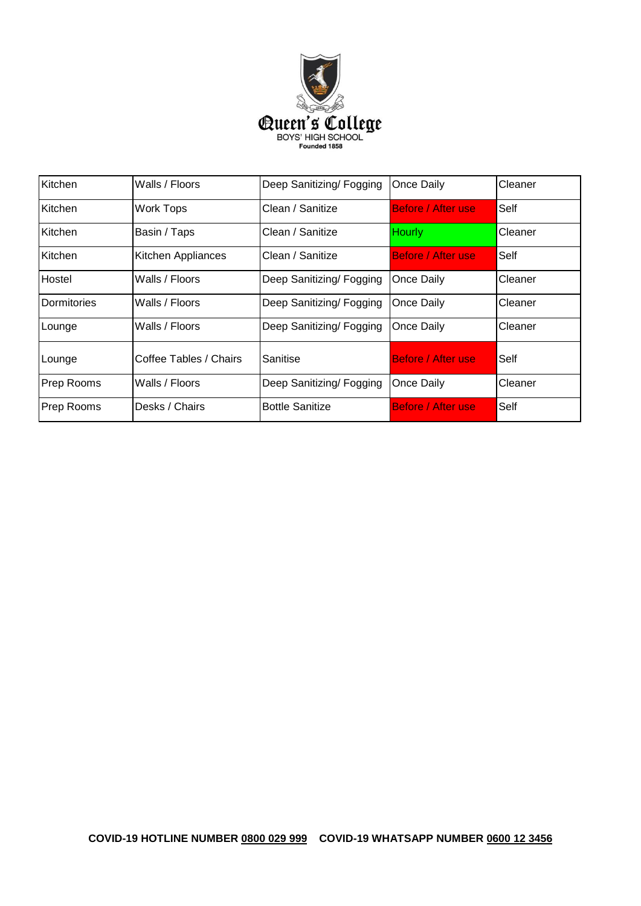Queen's College

BOYS' HIGH SCHOOL

Founded 1858

| | | | | |
|---|---|---|---|---|
| Kitchen | Walls / Floors | Deep Sanitizing/ Fogging | Once Daily | Cleaner |
| Kitchen | Work Tops | Clean / Sanitize | Before / After use | Self |
| Kitchen | Basin / Taps | Clean / Sanitize | Hourly | Cleaner |
| Kitchen | Kitchen Appliances | Clean / Sanitize | Before / After use | Self |
| Hostel | Walls / Floors | Deep Sanitizing/ Fogging | Once Daily | Cleaner |
| Dormitories | Walls / Floors | Deep Sanitizing/ Fogging | Once Daily | Cleaner |
| Lounge | Walls / Floors | Deep Sanitizing/ Fogging | Once Daily | Cleaner |
| Lounge | Coffee Tables / Chairs | Sanitise | Before / After use | Self |
| Prep Rooms | Walls / Floors | Deep Sanitizing/ Fogging | Once Daily | Cleaner |
| Prep Rooms | Desks / Chairs | Bottle Sanitize | Before / After use | Self |

**COVID-19 HOTLINE NUMBER 0800 029 999 COVID-19 WHATSAPP NUMBER 0600 12 3456**